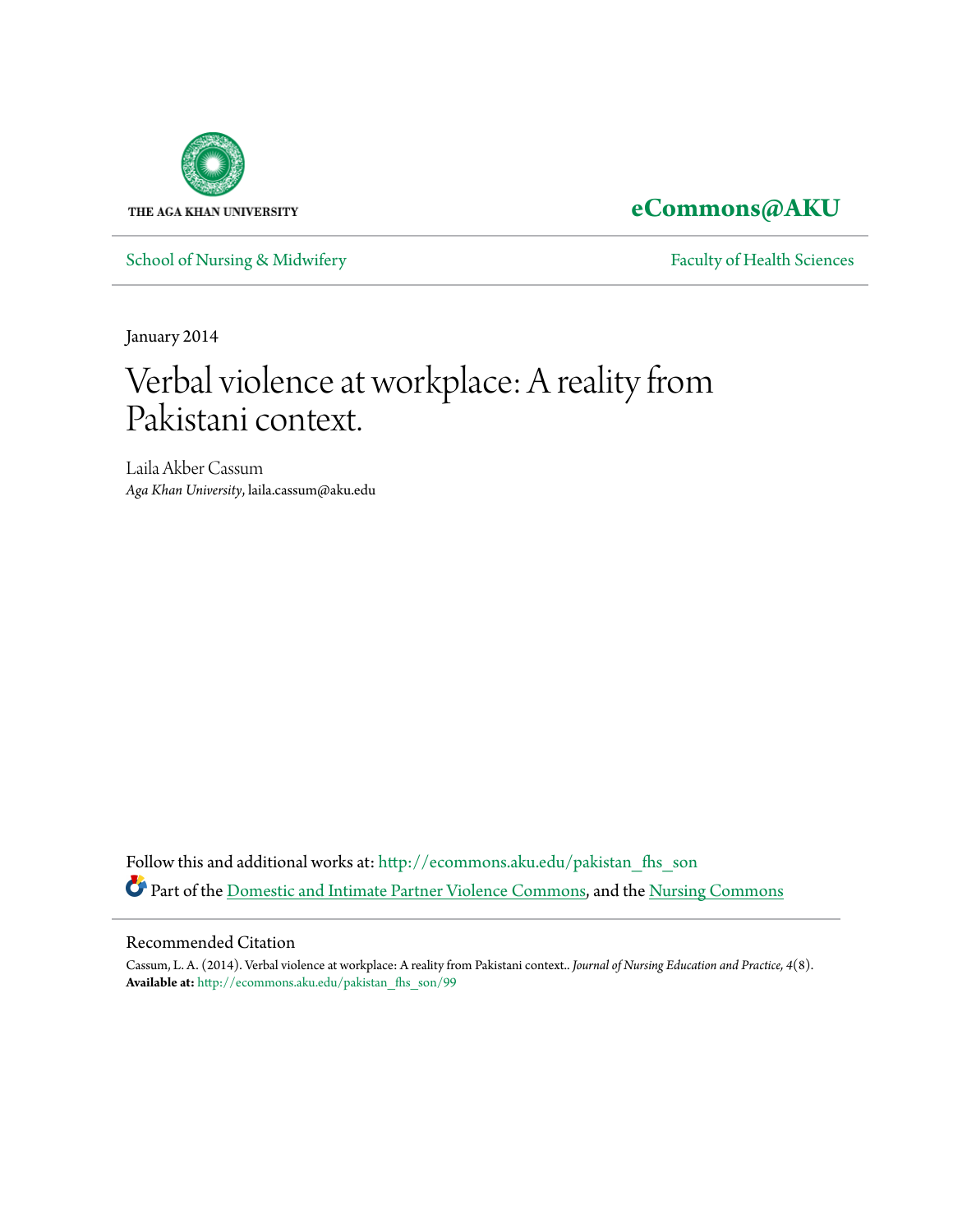THE AGA KHAN UNIVERSITY

**eCommons@AKU**

School of Nursing & Midwifery

Faculty of Health Sciences

January 2014

# Verbal violence at workplace: A reality from Pakistani context.

Laila Akber Cassum
*Aga Khan University*, laila.cassum@aku.edu

Follow this and additional works at: http://ecommons.aku.edu/pakistan_fhs_son

Part of the Domestic and Intimate Partner Violence Commons, and the Nursing Commons

## Recommended Citation

Cassum, L. A. (2014). Verbal violence at workplace: A reality from Pakistani context.. *Journal of Nursing Education and Practice, 4*(8).
**Available at:** http://ecommons.aku.edu/pakistan_fhs_son/99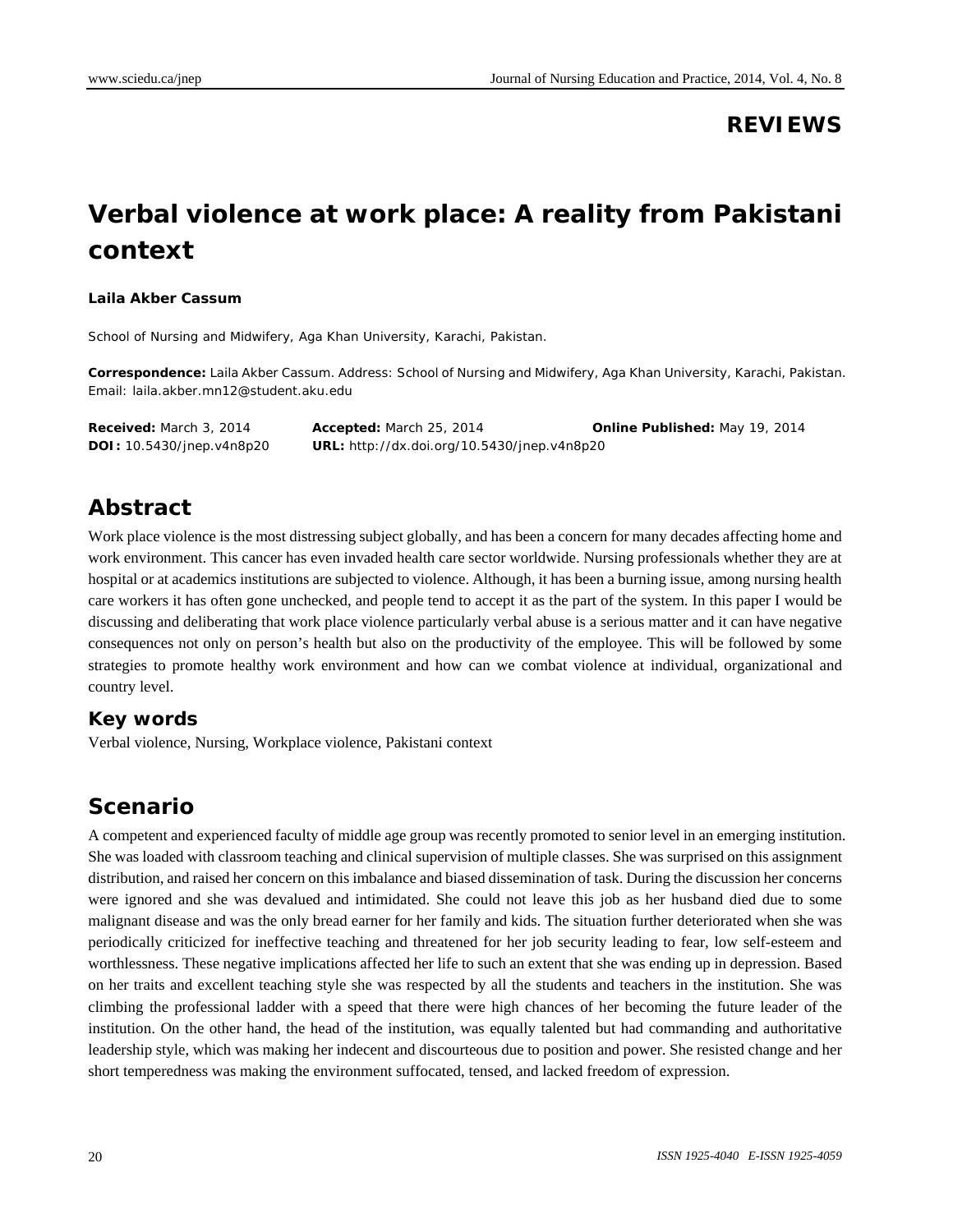**REVIEWS**

# Verbal violence at work place: A reality from Pakistani context

**Laila Akber Cassum**

School of Nursing and Midwifery, Aga Khan University, Karachi, Pakistan.

**Correspondence:** Laila Akber Cassum. Address: School of Nursing and Midwifery, Aga Khan University, Karachi, Pakistan. Email: laila.akber.mn12@student.aku.edu

**Received:** March 3, 2014 **Accepted:** March 25, 2014 **Online Published:** May 19, 2014
**DOI:** 10.5430/jnep.v4n8p20 **URL:** http://dx.doi.org/10.5430/jnep.v4n8p20

## Abstract

Work place violence is the most distressing subject globally, and has been a concern for many decades affecting home and work environment. This cancer has even invaded health care sector worldwide. Nursing professionals whether they are at hospital or at academics institutions are subjected to violence. Although, it has been a burning issue, among nursing health care workers it has often gone unchecked, and people tend to accept it as the part of the system. In this paper I would be discussing and deliberating that work place violence particularly verbal abuse is a serious matter and it can have negative consequences not only on person's health but also on the productivity of the employee. This will be followed by some strategies to promote healthy work environment and how can we combat violence at individual, organizational and country level.

### Key words

Verbal violence, Nursing, Workplace violence, Pakistani context

## Scenario

A competent and experienced faculty of middle age group was recently promoted to senior level in an emerging institution. She was loaded with classroom teaching and clinical supervision of multiple classes. She was surprised on this assignment distribution, and raised her concern on this imbalance and biased dissemination of task. During the discussion her concerns were ignored and she was devalued and intimidated. She could not leave this job as her husband died due to some malignant disease and was the only bread earner for her family and kids. The situation further deteriorated when she was periodically criticized for ineffective teaching and threatened for her job security leading to fear, low self-esteem and worthlessness. These negative implications affected her life to such an extent that she was ending up in depression. Based on her traits and excellent teaching style she was respected by all the students and teachers in the institution. She was climbing the professional ladder with a speed that there were high chances of her becoming the future leader of the institution. On the other hand, the head of the institution, was equally talented but had commanding and authoritative leadership style, which was making her indecent and discourteous due to position and power. She resisted change and her short temperedness was making the environment suffocated, tensed, and lacked freedom of expression.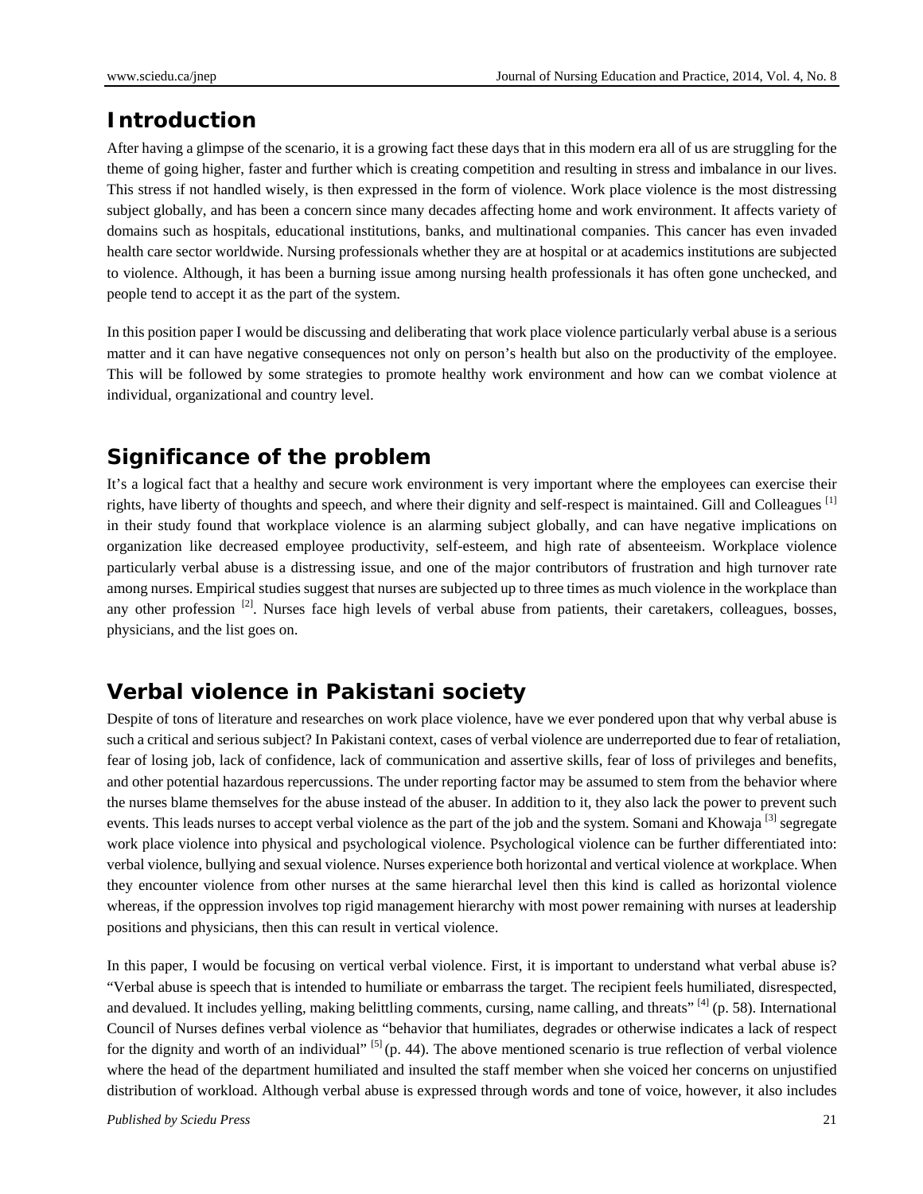## Introduction

After having a glimpse of the scenario, it is a growing fact these days that in this modern era all of us are struggling for the theme of going higher, faster and further which is creating competition and resulting in stress and imbalance in our lives. This stress if not handled wisely, is then expressed in the form of violence. Work place violence is the most distressing subject globally, and has been a concern since many decades affecting home and work environment. It affects variety of domains such as hospitals, educational institutions, banks, and multinational companies. This cancer has even invaded health care sector worldwide. Nursing professionals whether they are at hospital or at academics institutions are subjected to violence. Although, it has been a burning issue among nursing health professionals it has often gone unchecked, and people tend to accept it as the part of the system.

In this position paper I would be discussing and deliberating that work place violence particularly verbal abuse is a serious matter and it can have negative consequences not only on person's health but also on the productivity of the employee. This will be followed by some strategies to promote healthy work environment and how can we combat violence at individual, organizational and country level.

## Significance of the problem

It's a logical fact that a healthy and secure work environment is very important where the employees can exercise their rights, have liberty of thoughts and speech, and where their dignity and self-respect is maintained. Gill and Colleagues [1] in their study found that workplace violence is an alarming subject globally, and can have negative implications on organization like decreased employee productivity, self-esteem, and high rate of absenteeism. Workplace violence particularly verbal abuse is a distressing issue, and one of the major contributors of frustration and high turnover rate among nurses. Empirical studies suggest that nurses are subjected up to three times as much violence in the workplace than any other profession [2]. Nurses face high levels of verbal abuse from patients, their caretakers, colleagues, bosses, physicians, and the list goes on.

## Verbal violence in Pakistani society

Despite of tons of literature and researches on work place violence, have we ever pondered upon that why verbal abuse is such a critical and serious subject? In Pakistani context, cases of verbal violence are underreported due to fear of retaliation, fear of losing job, lack of confidence, lack of communication and assertive skills, fear of loss of privileges and benefits, and other potential hazardous repercussions. The under reporting factor may be assumed to stem from the behavior where the nurses blame themselves for the abuse instead of the abuser. In addition to it, they also lack the power to prevent such events. This leads nurses to accept verbal violence as the part of the job and the system. Somani and Khowaja [3] segregate work place violence into physical and psychological violence. Psychological violence can be further differentiated into: verbal violence, bullying and sexual violence. Nurses experience both horizontal and vertical violence at workplace. When they encounter violence from other nurses at the same hierarchal level then this kind is called as horizontal violence whereas, if the oppression involves top rigid management hierarchy with most power remaining with nurses at leadership positions and physicians, then this can result in vertical violence.

In this paper, I would be focusing on vertical verbal violence. First, it is important to understand what verbal abuse is? "Verbal abuse is speech that is intended to humiliate or embarrass the target. The recipient feels humiliated, disrespected, and devalued. It includes yelling, making belittling comments, cursing, name calling, and threats" [4] (p. 58). International Council of Nurses defines verbal violence as "behavior that humiliates, degrades or otherwise indicates a lack of respect for the dignity and worth of an individual" [5] (p. 44). The above mentioned scenario is true reflection of verbal violence where the head of the department humiliated and insulted the staff member when she voiced her concerns on unjustified distribution of workload. Although verbal abuse is expressed through words and tone of voice, however, it also includes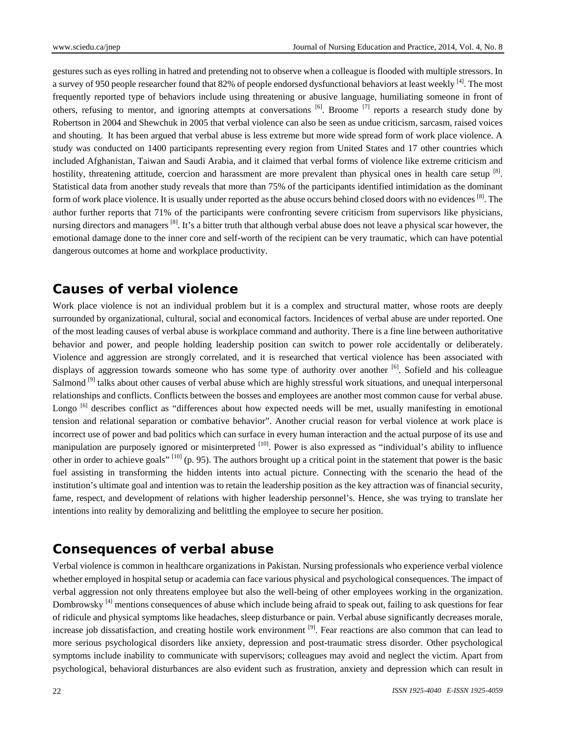gestures such as eyes rolling in hatred and pretending not to observe when a colleague is flooded with multiple stressors. In a survey of 950 people researcher found that 82% of people endorsed dysfunctional behaviors at least weekly [4]. The most frequently reported type of behaviors include using threatening or abusive language, humiliating someone in front of others, refusing to mentor, and ignoring attempts at conversations [6]. Broome [7] reports a research study done by Robertson in 2004 and Shewchuk in 2005 that verbal violence can also be seen as undue criticism, sarcasm, raised voices and shouting. It has been argued that verbal abuse is less extreme but more wide spread form of work place violence. A study was conducted on 1400 participants representing every region from United States and 17 other countries which included Afghanistan, Taiwan and Saudi Arabia, and it claimed that verbal forms of violence like extreme criticism and hostility, threatening attitude, coercion and harassment are more prevalent than physical ones in health care setup [8]. Statistical data from another study reveals that more than 75% of the participants identified intimidation as the dominant form of work place violence. It is usually under reported as the abuse occurs behind closed doors with no evidences [8]. The author further reports that 71% of the participants were confronting severe criticism from supervisors like physicians, nursing directors and managers [8]. It's a bitter truth that although verbal abuse does not leave a physical scar however, the emotional damage done to the inner core and self-worth of the recipient can be very traumatic, which can have potential dangerous outcomes at home and workplace productivity.

## Causes of verbal violence

Work place violence is not an individual problem but it is a complex and structural matter, whose roots are deeply surrounded by organizational, cultural, social and economical factors. Incidences of verbal abuse are under reported. One of the most leading causes of verbal abuse is workplace command and authority. There is a fine line between authoritative behavior and power, and people holding leadership position can switch to power role accidentally or deliberately. Violence and aggression are strongly correlated, and it is researched that vertical violence has been associated with displays of aggression towards someone who has some type of authority over another [6]. Sofield and his colleague Salmond [9] talks about other causes of verbal abuse which are highly stressful work situations, and unequal interpersonal relationships and conflicts. Conflicts between the bosses and employees are another most common cause for verbal abuse. Longo [6] describes conflict as "differences about how expected needs will be met, usually manifesting in emotional tension and relational separation or combative behavior". Another crucial reason for verbal violence at work place is incorrect use of power and bad politics which can surface in every human interaction and the actual purpose of its use and manipulation are purposely ignored or misinterpreted [10]. Power is also expressed as "individual's ability to influence other in order to achieve goals" [10] (p. 95). The authors brought up a critical point in the statement that power is the basic fuel assisting in transforming the hidden intents into actual picture. Connecting with the scenario the head of the institution's ultimate goal and intention was to retain the leadership position as the key attraction was of financial security, fame, respect, and development of relations with higher leadership personnel's. Hence, she was trying to translate her intentions into reality by demoralizing and belittling the employee to secure her position.

## Consequences of verbal abuse

Verbal violence is common in healthcare organizations in Pakistan. Nursing professionals who experience verbal violence whether employed in hospital setup or academia can face various physical and psychological consequences. The impact of verbal aggression not only threatens employee but also the well-being of other employees working in the organization. Dombrowsky [4] mentions consequences of abuse which include being afraid to speak out, failing to ask questions for fear of ridicule and physical symptoms like headaches, sleep disturbance or pain. Verbal abuse significantly decreases morale, increase job dissatisfaction, and creating hostile work environment [9]. Fear reactions are also common that can lead to more serious psychological disorders like anxiety, depression and post-traumatic stress disorder. Other psychological symptoms include inability to communicate with supervisors; colleagues may avoid and neglect the victim. Apart from psychological, behavioral disturbances are also evident such as frustration, anxiety and depression which can result in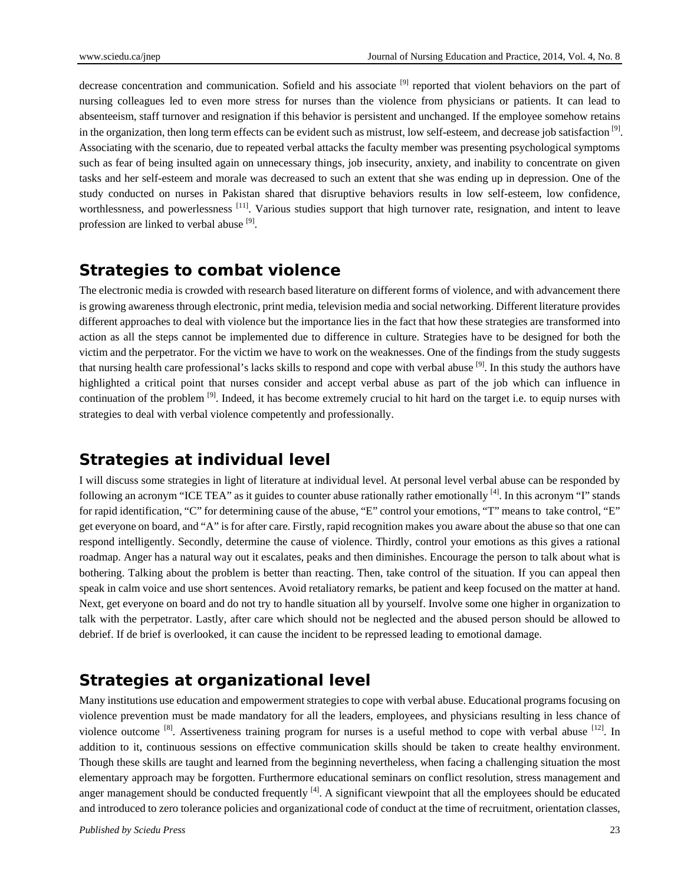decrease concentration and communication. Sofield and his associate [9] reported that violent behaviors on the part of nursing colleagues led to even more stress for nurses than the violence from physicians or patients. It can lead to absenteeism, staff turnover and resignation if this behavior is persistent and unchanged. If the employee somehow retains in the organization, then long term effects can be evident such as mistrust, low self-esteem, and decrease job satisfaction [9]. Associating with the scenario, due to repeated verbal attacks the faculty member was presenting psychological symptoms such as fear of being insulted again on unnecessary things, job insecurity, anxiety, and inability to concentrate on given tasks and her self-esteem and morale was decreased to such an extent that she was ending up in depression. One of the study conducted on nurses in Pakistan shared that disruptive behaviors results in low self-esteem, low confidence, worthlessness, and powerlessness [11]. Various studies support that high turnover rate, resignation, and intent to leave profession are linked to verbal abuse [9].

## Strategies to combat violence

The electronic media is crowded with research based literature on different forms of violence, and with advancement there is growing awareness through electronic, print media, television media and social networking. Different literature provides different approaches to deal with violence but the importance lies in the fact that how these strategies are transformed into action as all the steps cannot be implemented due to difference in culture. Strategies have to be designed for both the victim and the perpetrator. For the victim we have to work on the weaknesses. One of the findings from the study suggests that nursing health care professional's lacks skills to respond and cope with verbal abuse [9]. In this study the authors have highlighted a critical point that nurses consider and accept verbal abuse as part of the job which can influence in continuation of the problem [9]. Indeed, it has become extremely crucial to hit hard on the target i.e. to equip nurses with strategies to deal with verbal violence competently and professionally.

## Strategies at individual level

I will discuss some strategies in light of literature at individual level. At personal level verbal abuse can be responded by following an acronym "ICE TEA" as it guides to counter abuse rationally rather emotionally [4]. In this acronym "I" stands for rapid identification, "C" for determining cause of the abuse, "E" control your emotions, "T" means to take control, "E" get everyone on board, and "A" is for after care. Firstly, rapid recognition makes you aware about the abuse so that one can respond intelligently. Secondly, determine the cause of violence. Thirdly, control your emotions as this gives a rational roadmap. Anger has a natural way out it escalates, peaks and then diminishes. Encourage the person to talk about what is bothering. Talking about the problem is better than reacting. Then, take control of the situation. If you can appeal then speak in calm voice and use short sentences. Avoid retaliatory remarks, be patient and keep focused on the matter at hand. Next, get everyone on board and do not try to handle situation all by yourself. Involve some one higher in organization to talk with the perpetrator. Lastly, after care which should not be neglected and the abused person should be allowed to debrief. If de brief is overlooked, it can cause the incident to be repressed leading to emotional damage.

## Strategies at organizational level

Many institutions use education and empowerment strategies to cope with verbal abuse. Educational programs focusing on violence prevention must be made mandatory for all the leaders, employees, and physicians resulting in less chance of violence outcome [8]. Assertiveness training program for nurses is a useful method to cope with verbal abuse [12]. In addition to it, continuous sessions on effective communication skills should be taken to create healthy environment. Though these skills are taught and learned from the beginning nevertheless, when facing a challenging situation the most elementary approach may be forgotten. Furthermore educational seminars on conflict resolution, stress management and anger management should be conducted frequently [4]. A significant viewpoint that all the employees should be educated and introduced to zero tolerance policies and organizational code of conduct at the time of recruitment, orientation classes,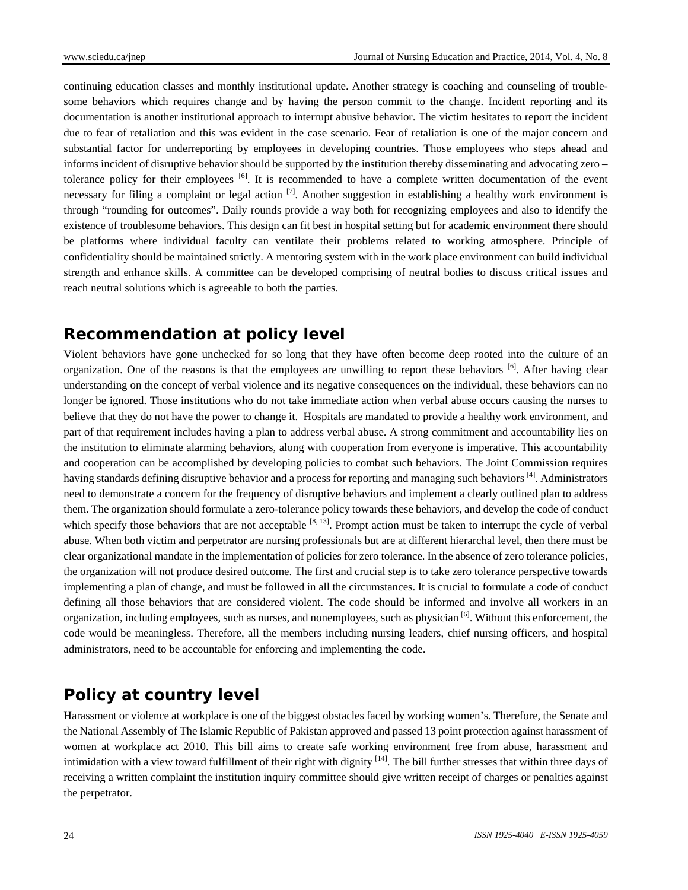continuing education classes and monthly institutional update. Another strategy is coaching and counseling of troublesome behaviors which requires change and by having the person commit to the change. Incident reporting and its documentation is another institutional approach to interrupt abusive behavior. The victim hesitates to report the incident due to fear of retaliation and this was evident in the case scenario. Fear of retaliation is one of the major concern and substantial factor for underreporting by employees in developing countries. Those employees who steps ahead and informs incident of disruptive behavior should be supported by the institution thereby disseminating and advocating zero – tolerance policy for their employees [6]. It is recommended to have a complete written documentation of the event necessary for filing a complaint or legal action [7]. Another suggestion in establishing a healthy work environment is through "rounding for outcomes". Daily rounds provide a way both for recognizing employees and also to identify the existence of troublesome behaviors. This design can fit best in hospital setting but for academic environment there should be platforms where individual faculty can ventilate their problems related to working atmosphere. Principle of confidentiality should be maintained strictly. A mentoring system with in the work place environment can build individual strength and enhance skills. A committee can be developed comprising of neutral bodies to discuss critical issues and reach neutral solutions which is agreeable to both the parties.

## Recommendation at policy level

Violent behaviors have gone unchecked for so long that they have often become deep rooted into the culture of an organization. One of the reasons is that the employees are unwilling to report these behaviors [6]. After having clear understanding on the concept of verbal violence and its negative consequences on the individual, these behaviors can no longer be ignored. Those institutions who do not take immediate action when verbal abuse occurs causing the nurses to believe that they do not have the power to change it. Hospitals are mandated to provide a healthy work environment, and part of that requirement includes having a plan to address verbal abuse. A strong commitment and accountability lies on the institution to eliminate alarming behaviors, along with cooperation from everyone is imperative. This accountability and cooperation can be accomplished by developing policies to combat such behaviors. The Joint Commission requires having standards defining disruptive behavior and a process for reporting and managing such behaviors [4]. Administrators need to demonstrate a concern for the frequency of disruptive behaviors and implement a clearly outlined plan to address them. The organization should formulate a zero-tolerance policy towards these behaviors, and develop the code of conduct which specify those behaviors that are not acceptable [8, 13]. Prompt action must be taken to interrupt the cycle of verbal abuse. When both victim and perpetrator are nursing professionals but are at different hierarchal level, then there must be clear organizational mandate in the implementation of policies for zero tolerance. In the absence of zero tolerance policies, the organization will not produce desired outcome. The first and crucial step is to take zero tolerance perspective towards implementing a plan of change, and must be followed in all the circumstances. It is crucial to formulate a code of conduct defining all those behaviors that are considered violent. The code should be informed and involve all workers in an organization, including employees, such as nurses, and nonemployees, such as physician [6]. Without this enforcement, the code would be meaningless. Therefore, all the members including nursing leaders, chief nursing officers, and hospital administrators, need to be accountable for enforcing and implementing the code.

## Policy at country level

Harassment or violence at workplace is one of the biggest obstacles faced by working women's. Therefore, the Senate and the National Assembly of The Islamic Republic of Pakistan approved and passed 13 point protection against harassment of women at workplace act 2010. This bill aims to create safe working environment free from abuse, harassment and intimidation with a view toward fulfillment of their right with dignity [14]. The bill further stresses that within three days of receiving a written complaint the institution inquiry committee should give written receipt of charges or penalties against the perpetrator.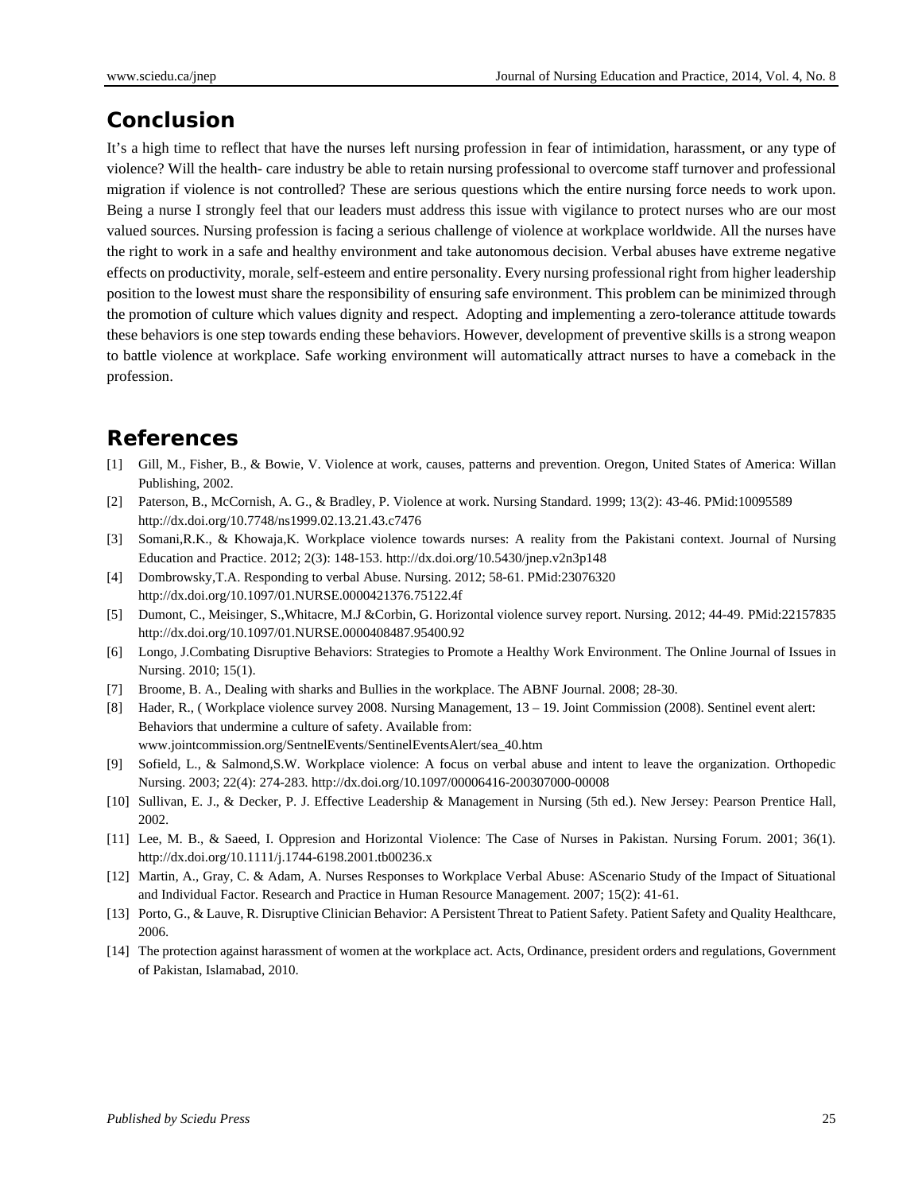## Conclusion

It's a high time to reflect that have the nurses left nursing profession in fear of intimidation, harassment, or any type of violence? Will the health- care industry be able to retain nursing professional to overcome staff turnover and professional migration if violence is not controlled? These are serious questions which the entire nursing force needs to work upon. Being a nurse I strongly feel that our leaders must address this issue with vigilance to protect nurses who are our most valued sources. Nursing profession is facing a serious challenge of violence at workplace worldwide. All the nurses have the right to work in a safe and healthy environment and take autonomous decision. Verbal abuses have extreme negative effects on productivity, morale, self-esteem and entire personality. Every nursing professional right from higher leadership position to the lowest must share the responsibility of ensuring safe environment. This problem can be minimized through the promotion of culture which values dignity and respect. Adopting and implementing a zero-tolerance attitude towards these behaviors is one step towards ending these behaviors. However, development of preventive skills is a strong weapon to battle violence at workplace. Safe working environment will automatically attract nurses to have a comeback in the profession.

## References

[1] Gill, M., Fisher, B., & Bowie, V. Violence at work, causes, patterns and prevention. Oregon, United States of America: Willan Publishing, 2002.

[2] Paterson, B., McCornish, A. G., & Bradley, P. Violence at work. Nursing Standard. 1999; 13(2): 43-46. PMid:10095589 http://dx.doi.org/10.7748/ns1999.02.13.21.43.c7476

[3] Somani,R.K., & Khowaja,K. Workplace violence towards nurses: A reality from the Pakistani context. Journal of Nursing Education and Practice. 2012; 2(3): 148-153. http://dx.doi.org/10.5430/jnep.v2n3p148

[4] Dombrowsky,T.A. Responding to verbal Abuse. Nursing. 2012; 58-61. PMid:23076320 http://dx.doi.org/10.1097/01.NURSE.0000421376.75122.4f

[5] Dumont, C., Meisinger, S.,Whitacre, M.J &Corbin, G. Horizontal violence survey report. Nursing. 2012; 44-49. PMid:22157835 http://dx.doi.org/10.1097/01.NURSE.0000408487.95400.92

[6] Longo, J.Combating Disruptive Behaviors: Strategies to Promote a Healthy Work Environment. The Online Journal of Issues in Nursing. 2010; 15(1).

[7] Broome, B. A., Dealing with sharks and Bullies in the workplace. The ABNF Journal. 2008; 28-30.

[8] Hader, R., ( Workplace violence survey 2008. Nursing Management, 13 – 19. Joint Commission (2008). Sentinel event alert: Behaviors that undermine a culture of safety. Available from: www.jointcommission.org/SentnelEvents/SentinelEventsAlert/sea_40.htm

[9] Sofield, L., & Salmond,S.W. Workplace violence: A focus on verbal abuse and intent to leave the organization. Orthopedic Nursing. 2003; 22(4): 274-283. http://dx.doi.org/10.1097/00006416-200307000-00008

[10] Sullivan, E. J., & Decker, P. J. Effective Leadership & Management in Nursing (5th ed.). New Jersey: Pearson Prentice Hall, 2002.

[11] Lee, M. B., & Saeed, I. Oppresion and Horizontal Violence: The Case of Nurses in Pakistan. Nursing Forum. 2001; 36(1). http://dx.doi.org/10.1111/j.1744-6198.2001.tb00236.x

[12] Martin, A., Gray, C. & Adam, A. Nurses Responses to Workplace Verbal Abuse: AScenario Study of the Impact of Situational and Individual Factor. Research and Practice in Human Resource Management. 2007; 15(2): 41-61.

[13] Porto, G., & Lauve, R. Disruptive Clinician Behavior: A Persistent Threat to Patient Safety. Patient Safety and Quality Healthcare, 2006.

[14] The protection against harassment of women at the workplace act. Acts, Ordinance, president orders and regulations, Government of Pakistan, Islamabad, 2010.